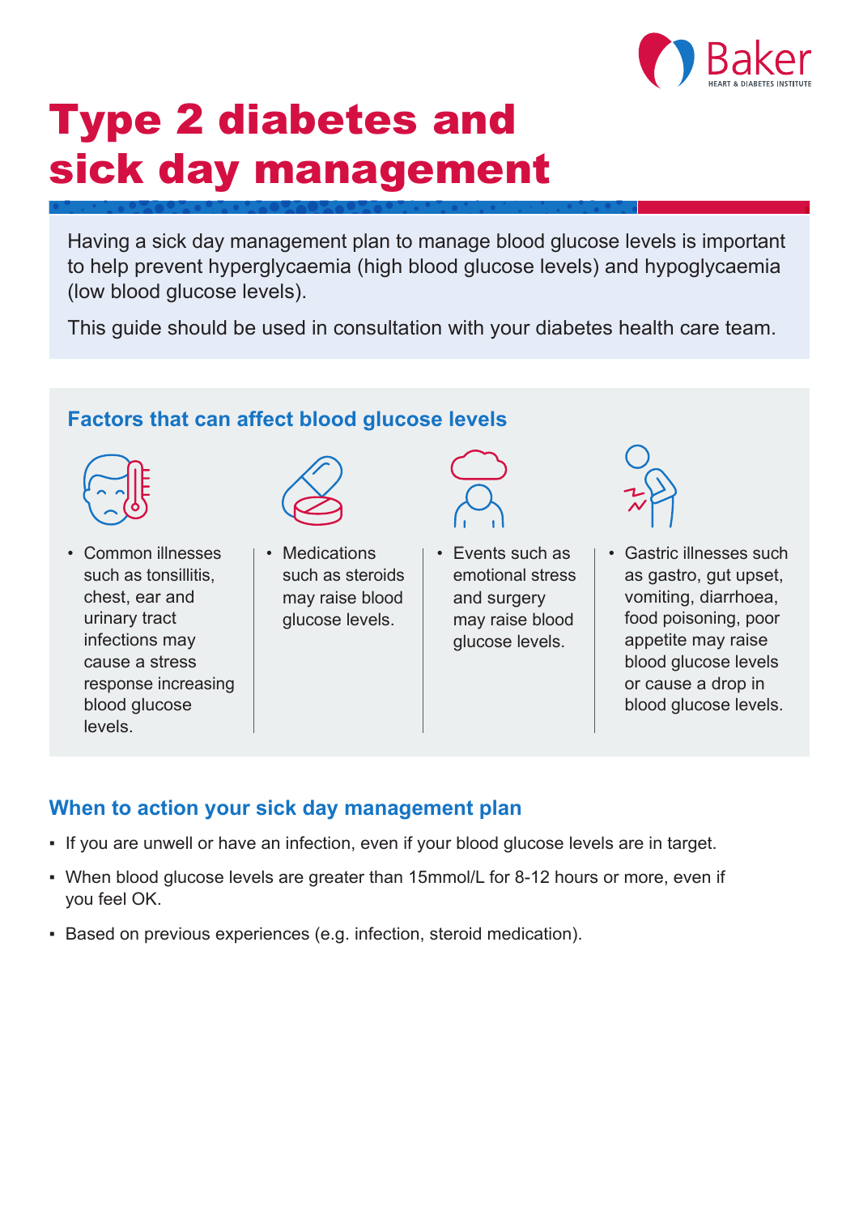Baker
HEART & DIABETES INSTITUTE

# Type 2 diabetes and sick day management

Having a sick day management plan to manage blood glucose levels is important to help prevent hyperglycaemia (high blood glucose levels) and hypoglycaemia (low blood glucose levels).

This guide should be used in consultation with your diabetes health care team.

## Factors that can affect blood glucose levels

- Common illnesses such as tonsillitis, chest, ear and urinary tract infections may cause a stress response increasing blood glucose levels.
- Medications such as steroids may raise blood glucose levels.
- Events such as emotional stress and surgery may raise blood glucose levels.
- Gastric illnesses such as gastro, gut upset, vomiting, diarrhoea, food poisoning, poor appetite may raise blood glucose levels or cause a drop in blood glucose levels.

## When to action your sick day management plan

- If you are unwell or have an infection, even if your blood glucose levels are in target.
- When blood glucose levels are greater than 15mmol/L for 8-12 hours or more, even if you feel OK.
- Based on previous experiences (e.g. infection, steroid medication).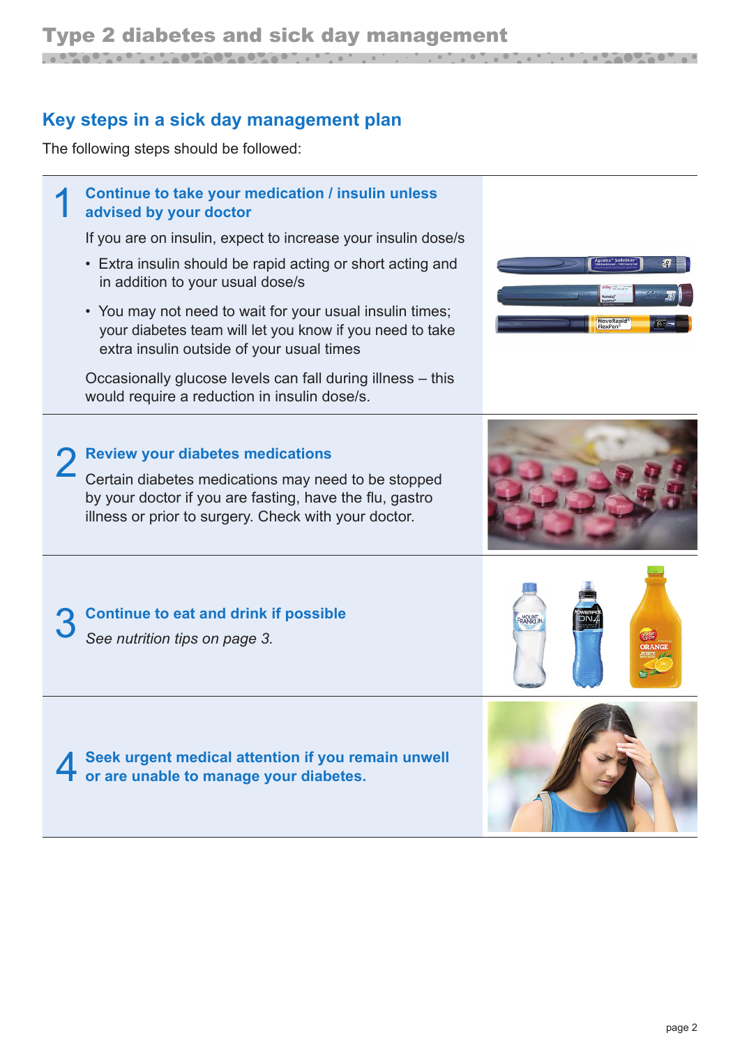## Key steps in a sick day management plan

The following steps should be followed:

### 1 Continue to take your medication / insulin unless advised by your doctor

If you are on insulin, expect to increase your insulin dose/s

- Extra insulin should be rapid acting or short acting and in addition to your usual dose/s
- You may not need to wait for your usual insulin times; your diabetes team will let you know if you need to take extra insulin outside of your usual times

Occasionally glucose levels can fall during illness – this would require a reduction in insulin dose/s.

### 2 Review your diabetes medications

Certain diabetes medications may need to be stopped by your doctor if you are fasting, have the flu, gastro illness or prior to surgery. Check with your doctor.

### 3 Continue to eat and drink if possible

*See nutrition tips on page 3.*

### 4 Seek urgent medical attention if you remain unwell or are unable to manage your diabetes.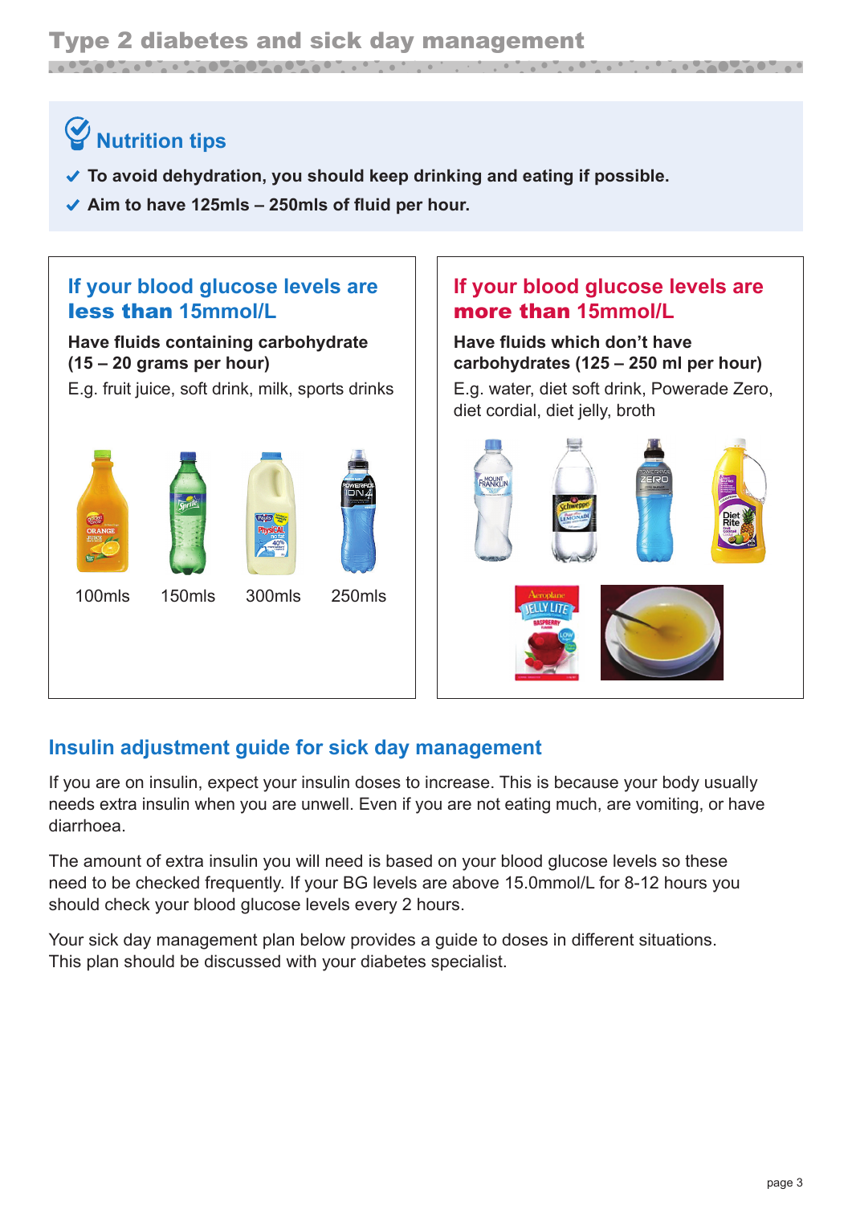## Nutrition tips

- **To avoid dehydration, you should keep drinking and eating if possible.**
- **Aim to have 125mls – 250mls of fluid per hour.**

### If your blood glucose levels are **less than** 15mmol/L

**Have fluids containing carbohydrate (15 – 20 grams per hour)**

E.g. fruit juice, soft drink, milk, sports drinks

100mls 150mls 300mls 250mls

### If your blood glucose levels are **more than** 15mmol/L

**Have fluids which don't have carbohydrates (125 – 250 ml per hour)**

E.g. water, diet soft drink, Powerade Zero, diet cordial, diet jelly, broth

## Insulin adjustment guide for sick day management

If you are on insulin, expect your insulin doses to increase. This is because your body usually needs extra insulin when you are unwell. Even if you are not eating much, are vomiting, or have diarrhoea.

The amount of extra insulin you will need is based on your blood glucose levels so these need to be checked frequently. If your BG levels are above 15.0mmol/L for 8-12 hours you should check your blood glucose levels every 2 hours.

Your sick day management plan below provides a guide to doses in different situations. This plan should be discussed with your diabetes specialist.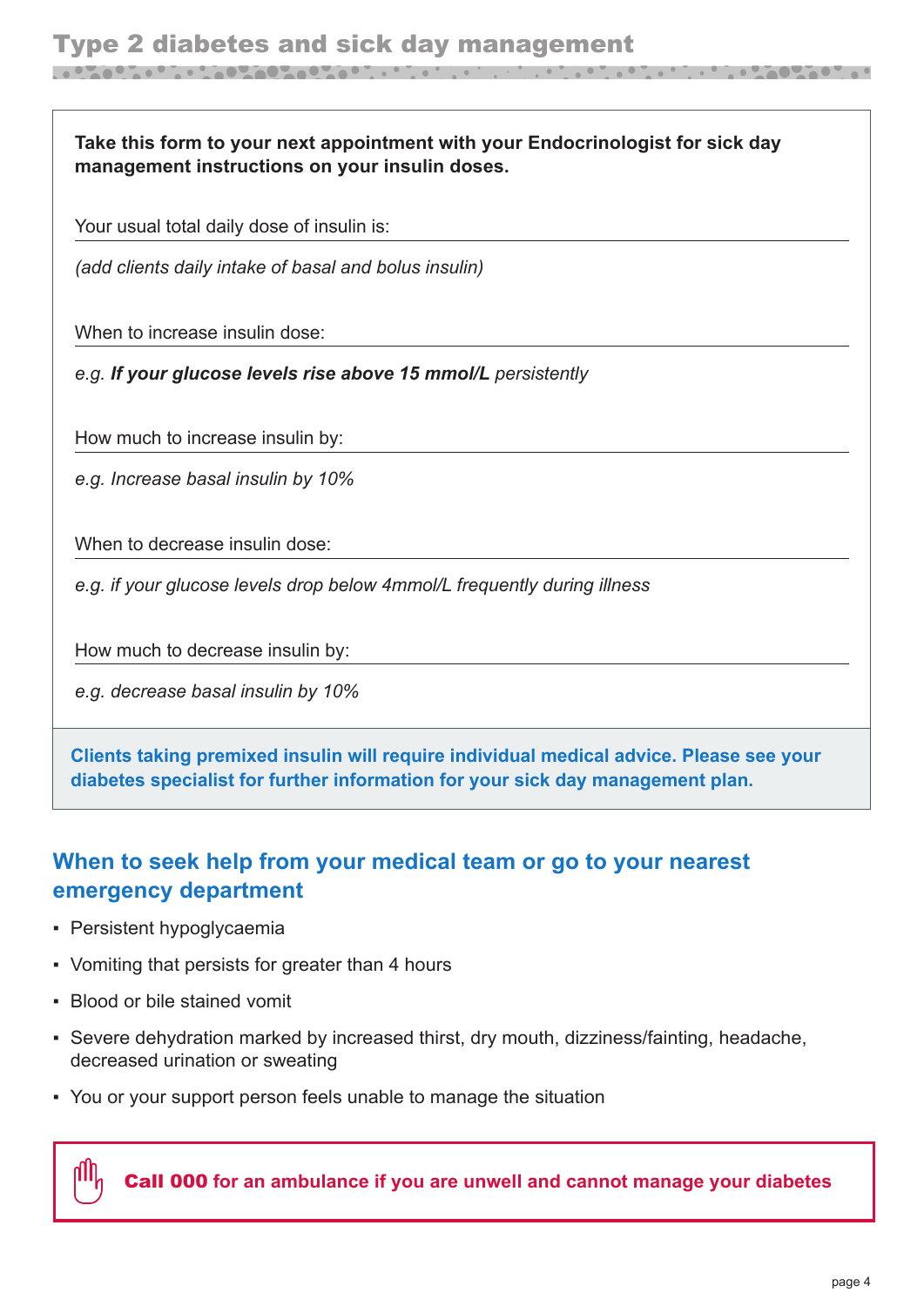# Type 2 diabetes and sick day management

**Take this form to your next appointment with your Endocrinologist for sick day management instructions on your insulin doses.**

Your usual total daily dose of insulin is:

*(add clients daily intake of basal and bolus insulin)*

When to increase insulin dose:

*e.g.* ***If your glucose levels rise above 15 mmol/L*** *persistently*

How much to increase insulin by:

*e.g. Increase basal insulin by 10%*

When to decrease insulin dose:

*e.g. if your glucose levels drop below 4mmol/L frequently during illness*

How much to decrease insulin by:

*e.g. decrease basal insulin by 10%*

**Clients taking premixed insulin will require individual medical advice. Please see your diabetes specialist for further information for your sick day management plan.**

## When to seek help from your medical team or go to your nearest emergency department

- Persistent hypoglycaemia
- Vomiting that persists for greater than 4 hours
- Blood or bile stained vomit
- Severe dehydration marked by increased thirst, dry mouth, dizziness/fainting, headache, decreased urination or sweating
- You or your support person feels unable to manage the situation

**Call 000 for an ambulance if you are unwell and cannot manage your diabetes**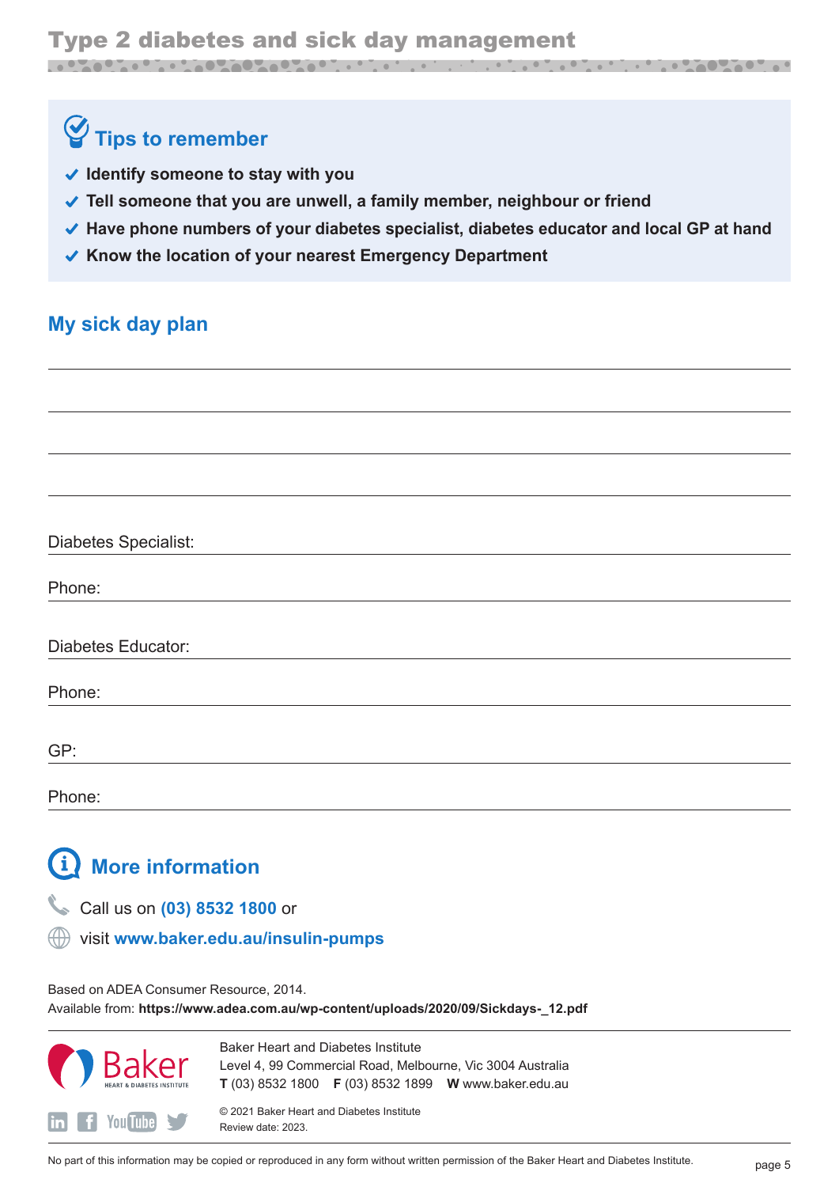## Tips to remember

- Identify someone to stay with you
- Tell someone that you are unwell, a family member, neighbour or friend
- Have phone numbers of your diabetes specialist, diabetes educator and local GP at hand
- Know the location of your nearest Emergency Department

## My sick day plan

______________________________________________

______________________________________________

______________________________________________

______________________________________________

Diabetes Specialist: ______________________________

Phone: ______________________________

Diabetes Educator: ______________________________

Phone: ______________________________

GP: ______________________________

Phone: ______________________________

## More information

Call us on **(03) 8532 1800** or

visit **www.baker.edu.au/insulin-pumps**

Based on ADEA Consumer Resource, 2014.
Available from: **https://www.adea.com.au/wp-content/uploads/2020/09/Sickdays-_12.pdf**

Baker Heart and Diabetes Institute
Level 4, 99 Commercial Road, Melbourne, Vic 3004 Australia
**T** (03) 8532 1800 **F** (03) 8532 1899 **W** www.baker.edu.au

© 2021 Baker Heart and Diabetes Institute
Review date: 2023.

No part of this information may be copied or reproduced in any form without written permission of the Baker Heart and Diabetes Institute.